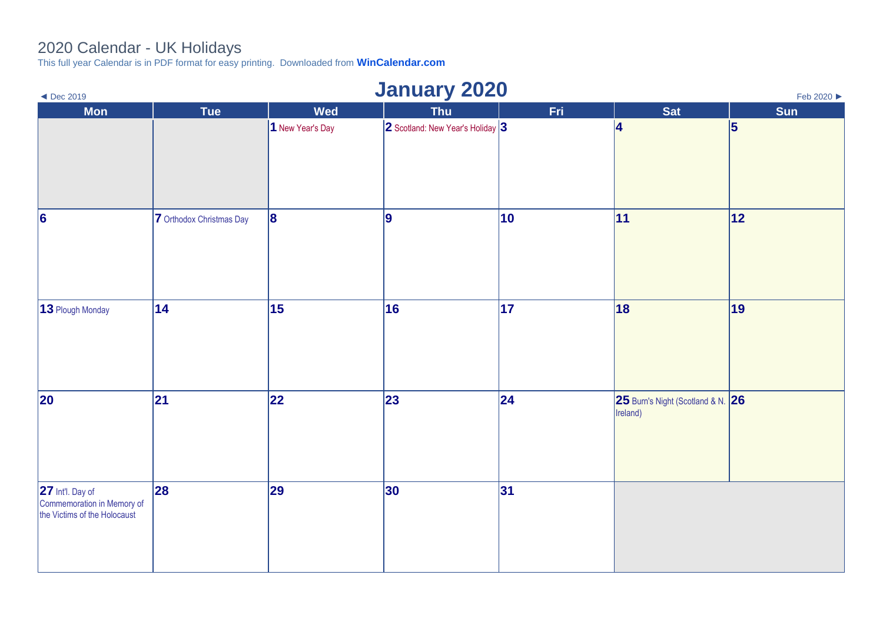# 2020 Calendar - UK Holidays

This full year Calendar is in PDF format for easy printing. Downloaded from **WinCalendar.com**

◄ Dec 2019

## January 2020

Feb 2020 ►

| Mon | Tue | Wed | Thu | Fri | Sat | Sun |
|---|---|---|---|---|---|---|
| | | **1** New Year's Day | **2** Scotland: New Year's Holiday | **3** | **4** | **5** |
| **6** | **7** Orthodox Christmas Day | **8** | **9** | **10** | **11** | **12** |
| **13** Plough Monday | **14** | **15** | **16** | **17** | **18** | **19** |
| **20** | **21** | **22** | **23** | **24** | **25** Burn's Night (Scotland & N. Ireland) | **26** |
| **27** Int'l. Day of Commemoration in Memory of the Victims of the Holocaust | **28** | **29** | **30** | **31** | | |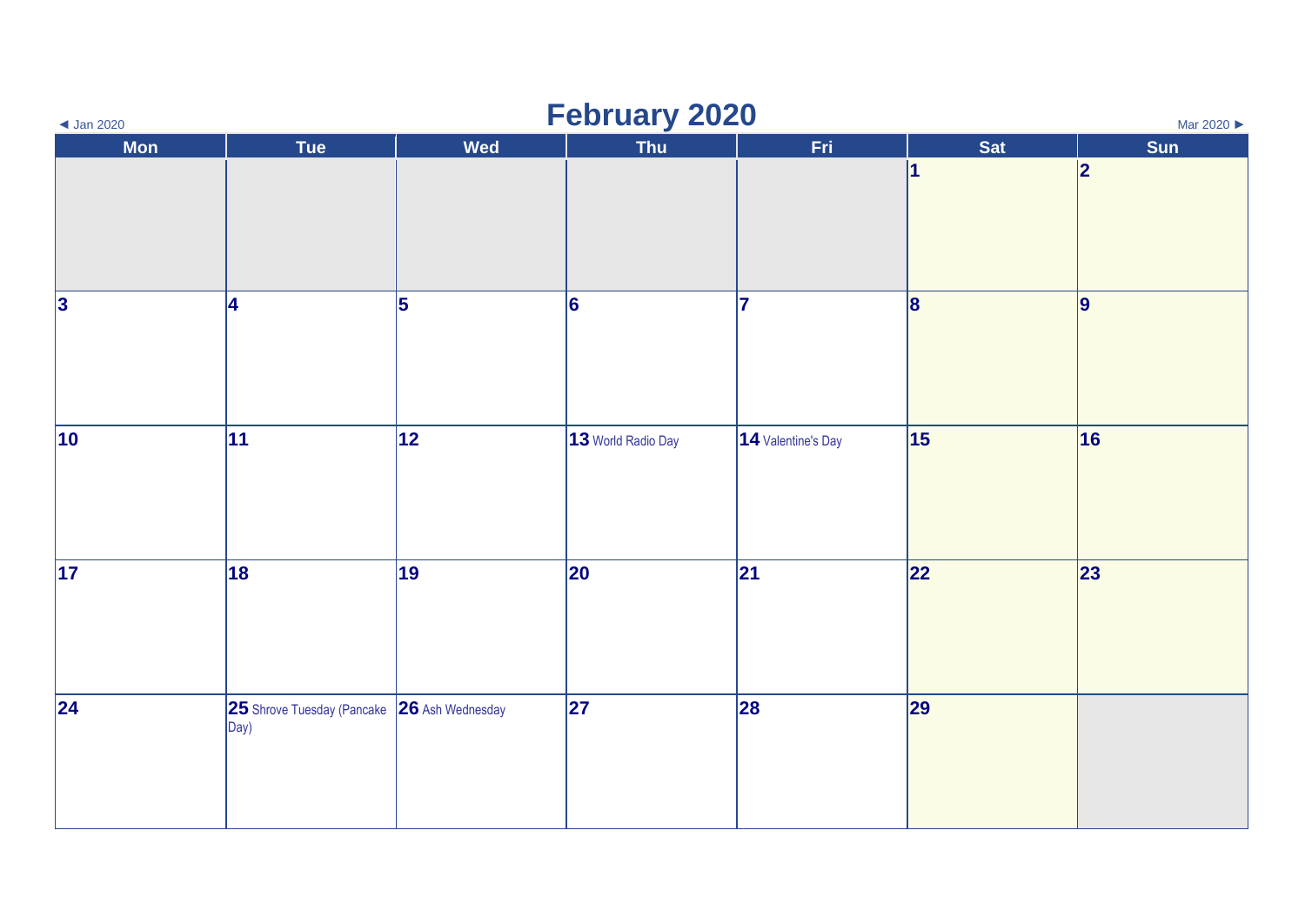◄ Jan 2020

# February 2020

Mar 2020 ►

| Mon | Tue | Wed | Thu | Fri | Sat | Sun |
|---|---|---|---|---|---|---|
| | | | | | 1 | 2 |
| 3 | 4 | 5 | 6 | 7 | 8 | 9 |
| 10 | 11 | 12 | 13 World Radio Day | 14 Valentine's Day | 15 | 16 |
| 17 | 18 | 19 | 20 | 21 | 22 | 23 |
| 24 | 25 Shrove Tuesday (Pancake Day) | 26 Ash Wednesday | 27 | 28 | 29 | |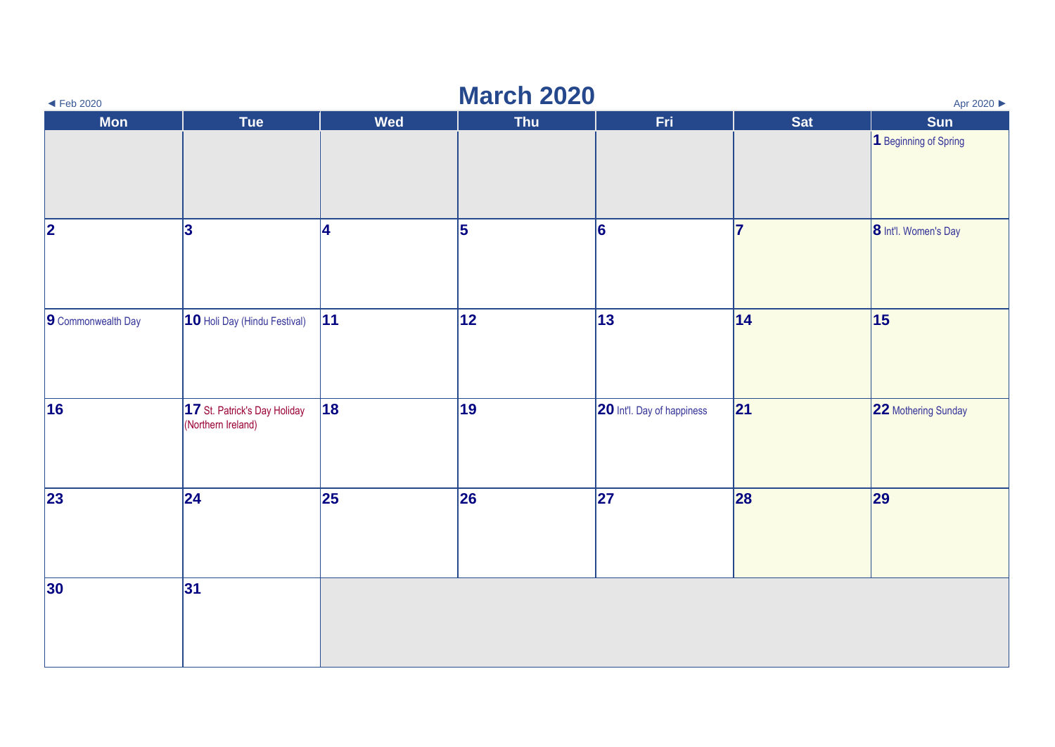◄ Feb 2020

# March 2020

Apr 2020 ►

| Mon | Tue | Wed | Thu | Fri | Sat | Sun |
|---|---|---|---|---|---|---|
| | | | | | | 1 Beginning of Spring |
| 2 | 3 | 4 | 5 | 6 | 7 | 8 Int'l. Women's Day |
| 9 Commonwealth Day | 10 Holi Day (Hindu Festival) | 11 | 12 | 13 | 14 | 15 |
| 16 | 17 St. Patrick's Day Holiday (Northern Ireland) | 18 | 19 | 20 Int'l. Day of happiness | 21 | 22 Mothering Sunday |
| 23 | 24 | 25 | 26 | 27 | 28 | 29 |
| 30 | 31 | | | | | |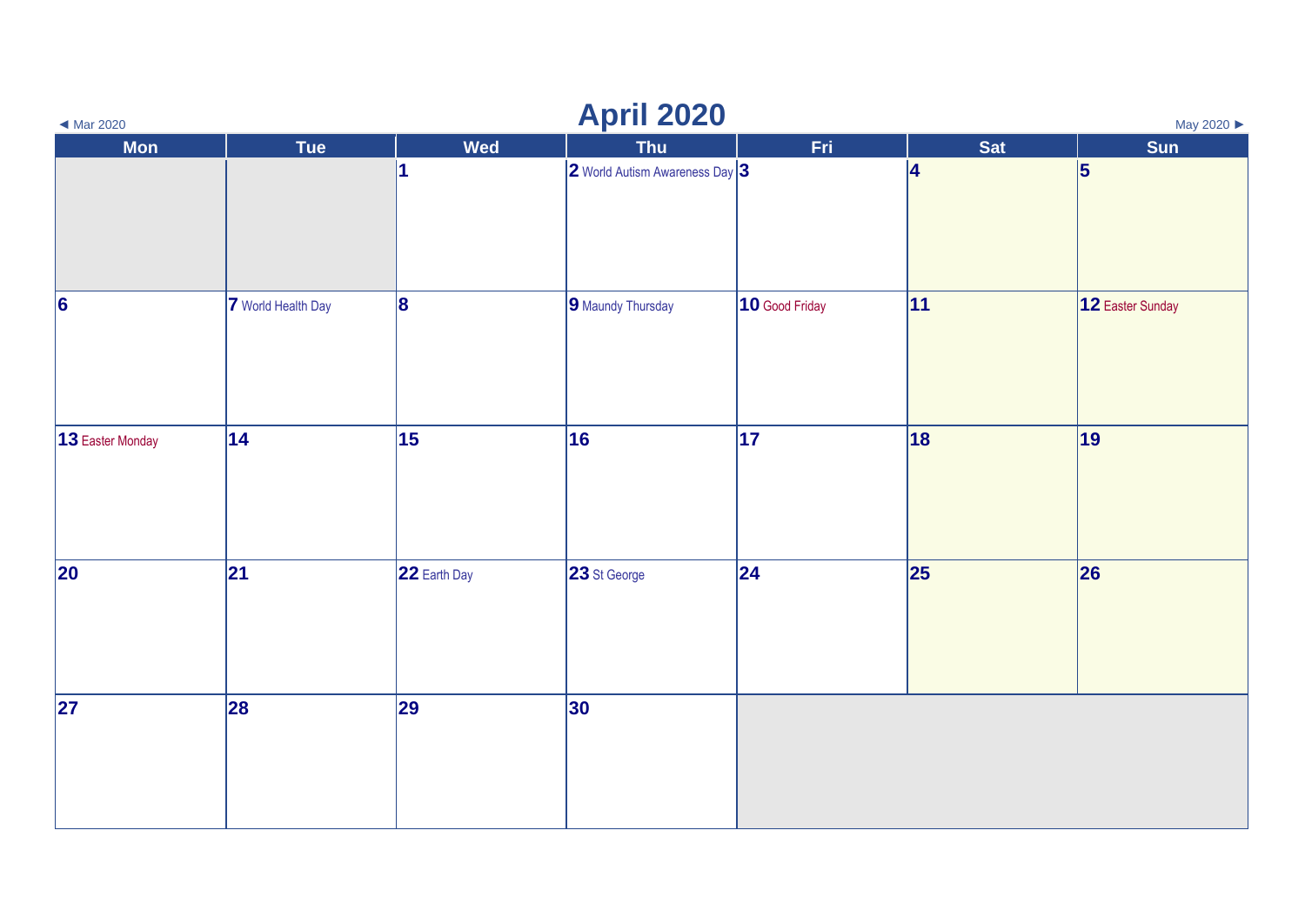◄ Mar 2020

# April 2020

May 2020 ►

| Mon | Tue | Wed | Thu | Fri | Sat | Sun |
|---|---|---|---|---|---|---|
| | | 1 | 2 World Autism Awareness Day | 3 | 4 | 5 |
| 6 | 7 World Health Day | 8 | 9 Maundy Thursday | 10 Good Friday | 11 | 12 Easter Sunday |
| 13 Easter Monday | 14 | 15 | 16 | 17 | 18 | 19 |
| 20 | 21 | 22 Earth Day | 23 St George | 24 | 25 | 26 |
| 27 | 28 | 29 | 30 | | | |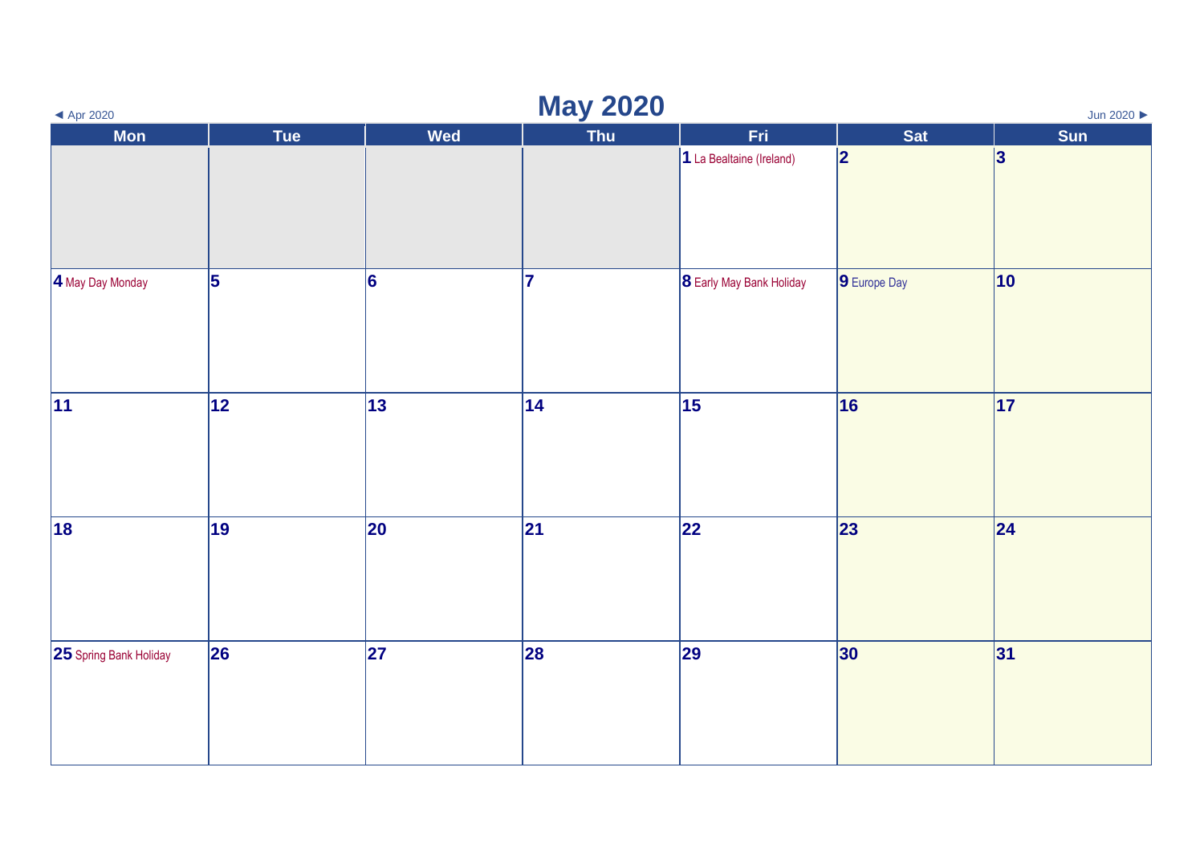# May 2020

◄ Apr 2020 | Jun 2020 ►

| Mon | Tue | Wed | Thu | Fri | Sat | Sun |
|---|---|---|---|---|---|---|
| | | | | 1 La Bealtaine (Ireland) | 2 | 3 |
| 4 May Day Monday | 5 | 6 | 7 | 8 Early May Bank Holiday | 9 Europe Day | 10 |
| 11 | 12 | 13 | 14 | 15 | 16 | 17 |
| 18 | 19 | 20 | 21 | 22 | 23 | 24 |
| 25 Spring Bank Holiday | 26 | 27 | 28 | 29 | 30 | 31 |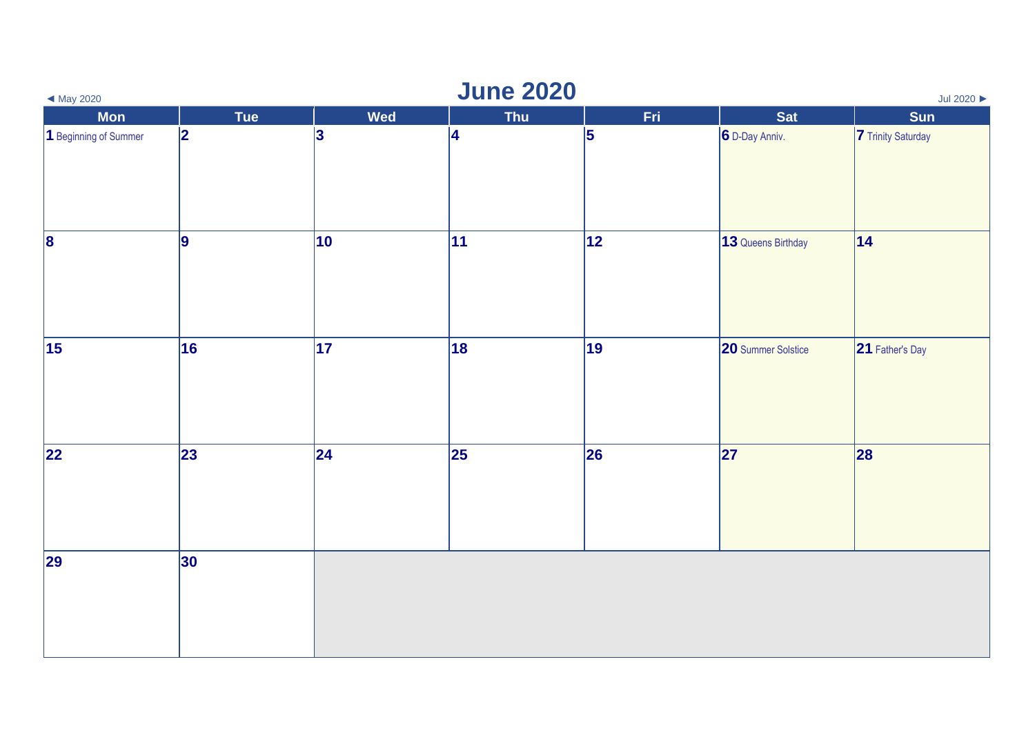◄ May 2020

# June 2020

Jul 2020 ►

| Mon | Tue | Wed | Thu | Fri | Sat | Sun |
|---|---|---|---|---|---|---|
| **1** Beginning of Summer | **2** | **3** | **4** | **5** | **6** D-Day Anniv. | **7** Trinity Saturday |
| **8** | **9** | **10** | **11** | **12** | **13** Queens Birthday | **14** |
| **15** | **16** | **17** | **18** | **19** | **20** Summer Solstice | **21** Father's Day |
| **22** | **23** | **24** | **25** | **26** | **27** | **28** |
| **29** | **30** | | | | | |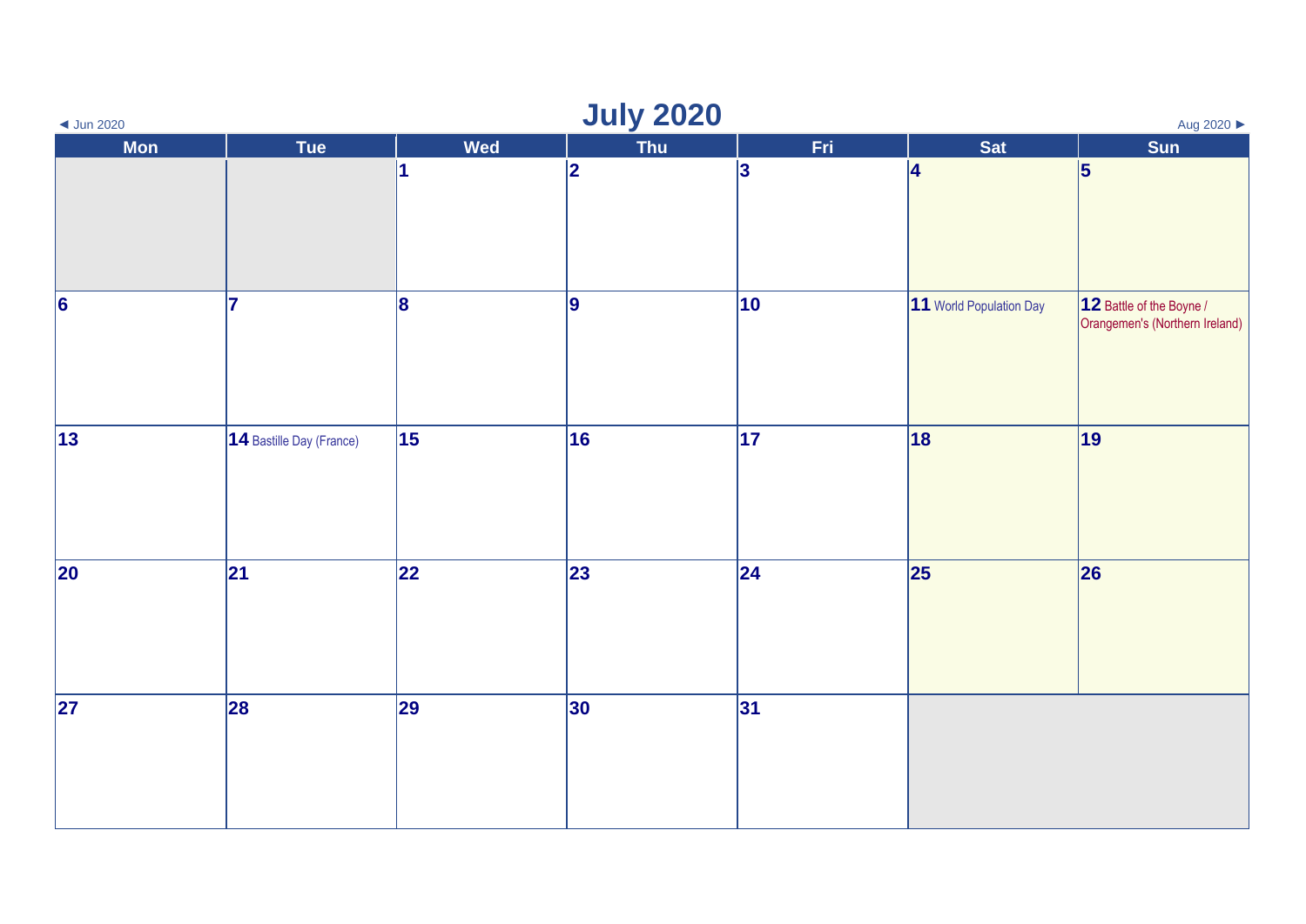# July 2020

◄ Jun 2020 | Aug 2020 ►

| Mon | Tue | Wed | Thu | Fri | Sat | Sun |
| --- | --- | --- | --- | --- | --- | --- |
| | | 1 | 2 | 3 | 4 | 5 |
| 6 | 7 | 8 | 9 | 10 | 11 World Population Day | 12 Battle of the Boyne / Orangemen's (Northern Ireland) |
| 13 | 14 Bastille Day (France) | 15 | 16 | 17 | 18 | 19 |
| 20 | 21 | 22 | 23 | 24 | 25 | 26 |
| 27 | 28 | 29 | 30 | 31 | | |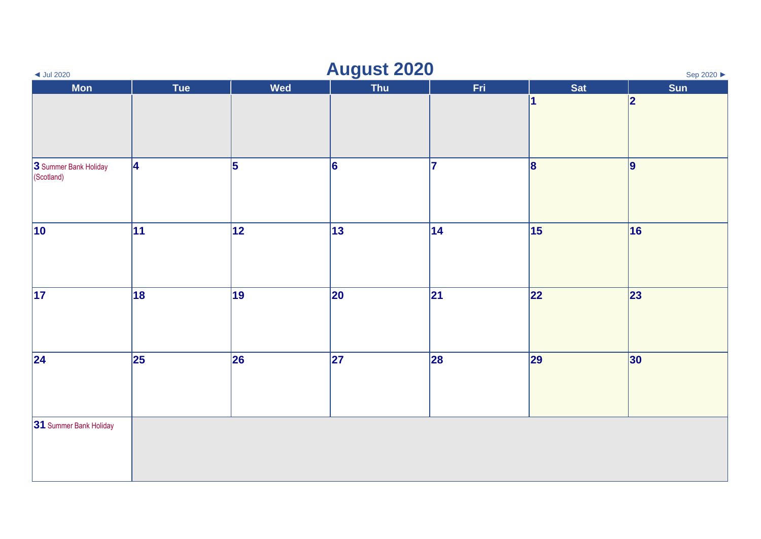◄ Jul 2020

# August 2020

Sep 2020 ►

| Mon | Tue | Wed | Thu | Fri | Sat | Sun |
|---|---|---|---|---|---|---|
| | | | | | 1 | 2 |
| 3 Summer Bank Holiday (Scotland) | 4 | 5 | 6 | 7 | 8 | 9 |
| 10 | 11 | 12 | 13 | 14 | 15 | 16 |
| 17 | 18 | 19 | 20 | 21 | 22 | 23 |
| 24 | 25 | 26 | 27 | 28 | 29 | 30 |
| 31 Summer Bank Holiday | | | | | | |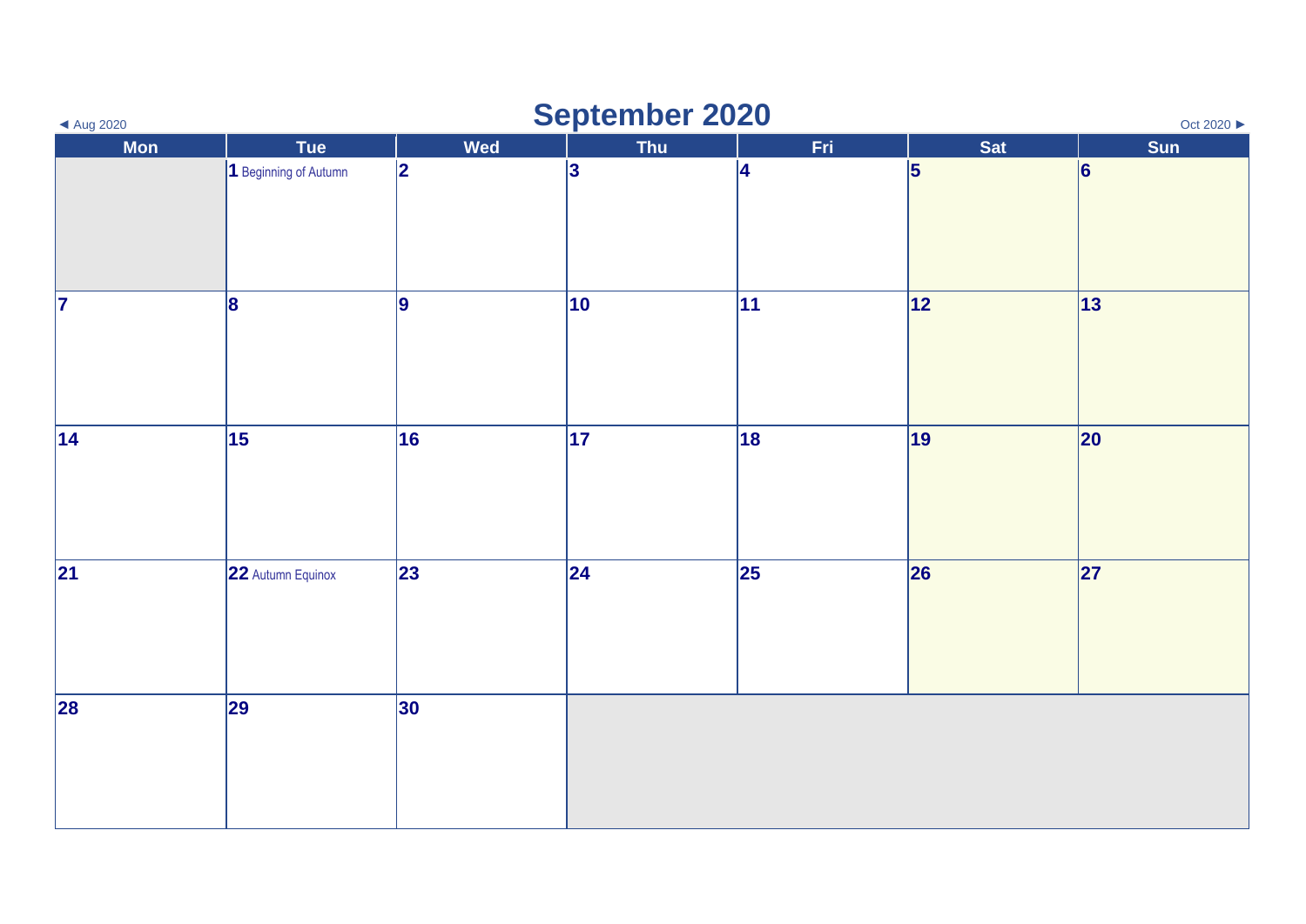◄ Aug 2020

# September 2020

Oct 2020 ►

| Mon | Tue | Wed | Thu | Fri | Sat | Sun |
|---|---|---|---|---|---|---|
| | 1 Beginning of Autumn | 2 | 3 | 4 | 5 | 6 |
| 7 | 8 | 9 | 10 | 11 | 12 | 13 |
| 14 | 15 | 16 | 17 | 18 | 19 | 20 |
| 21 | 22 Autumn Equinox | 23 | 24 | 25 | 26 | 27 |
| 28 | 29 | 30 | | | | |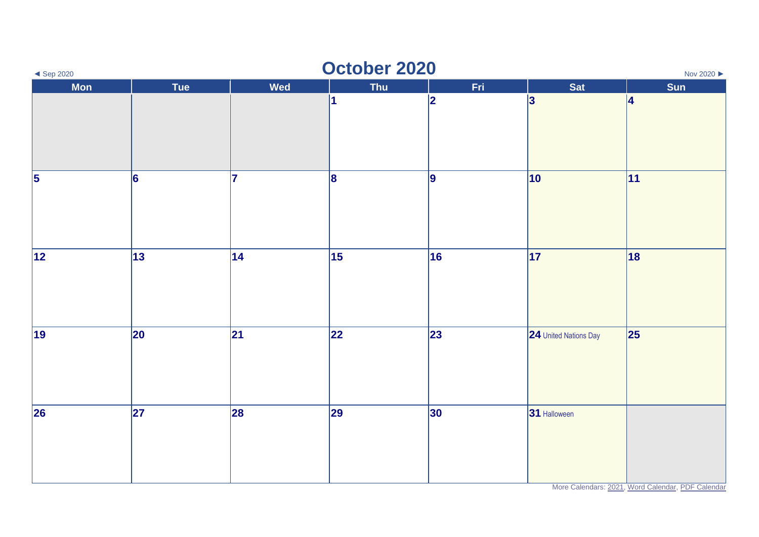◄ Sep 2020

# October 2020

Nov 2020 ►

| Mon | Tue | Wed | Thu | Fri | Sat | Sun |
|---|---|---|---|---|---|---|
| | | | 1 | 2 | 3 | 4 |
| 5 | 6 | 7 | 8 | 9 | 10 | 11 |
| 12 | 13 | 14 | 15 | 16 | 17 | 18 |
| 19 | 20 | 21 | 22 | 23 | 24 United Nations Day | 25 |
| 26 | 27 | 28 | 29 | 30 | 31 Halloween | |

More Calendars: 2021, Word Calendar, PDF Calendar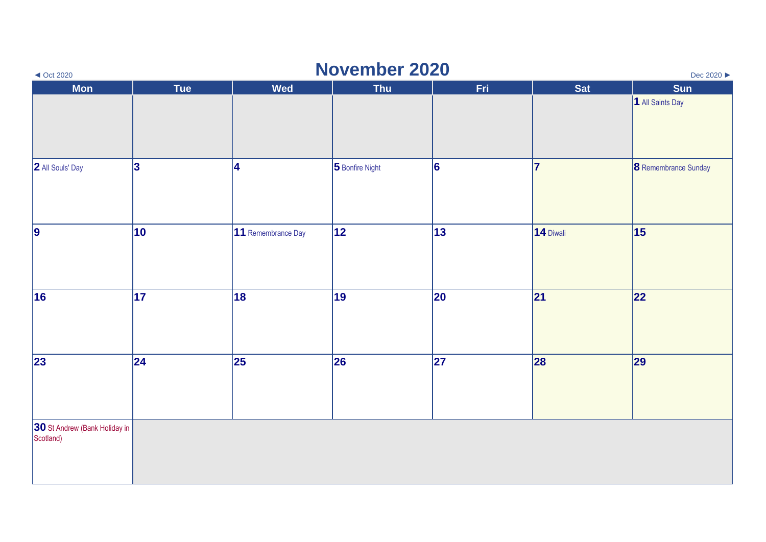◄ Oct 2020

# November 2020

Dec 2020 ►

| Mon | Tue | Wed | Thu | Fri | Sat | Sun |
|---|---|---|---|---|---|---|
| | | | | | | **1** All Saints Day |
| **2** All Souls' Day | **3** | **4** | **5** Bonfire Night | **6** | **7** | **8** Remembrance Sunday |
| **9** | **10** | **11** Remembrance Day | **12** | **13** | **14** Diwali | **15** |
| **16** | **17** | **18** | **19** | **20** | **21** | **22** |
| **23** | **24** | **25** | **26** | **27** | **28** | **29** |
| **30** St Andrew (Bank Holiday in Scotland) | | | | | | |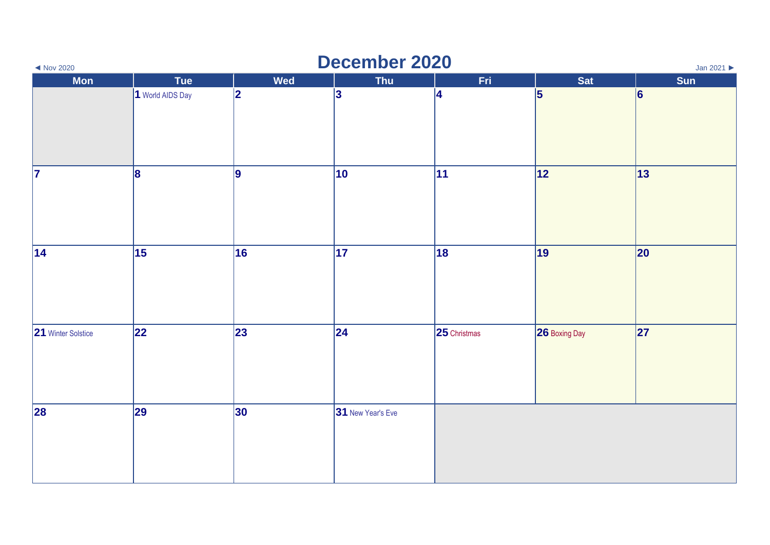◄ Nov 2020

# December 2020

Jan 2021 ►

| Mon | Tue | Wed | Thu | Fri | Sat | Sun |
|---|---|---|---|---|---|---|
| | 1 World AIDS Day | 2 | 3 | 4 | 5 | 6 |
| 7 | 8 | 9 | 10 | 11 | 12 | 13 |
| 14 | 15 | 16 | 17 | 18 | 19 | 20 |
| 21 Winter Solstice | 22 | 23 | 24 | 25 Christmas | 26 Boxing Day | 27 |
| 28 | 29 | 30 | 31 New Year's Eve | | | |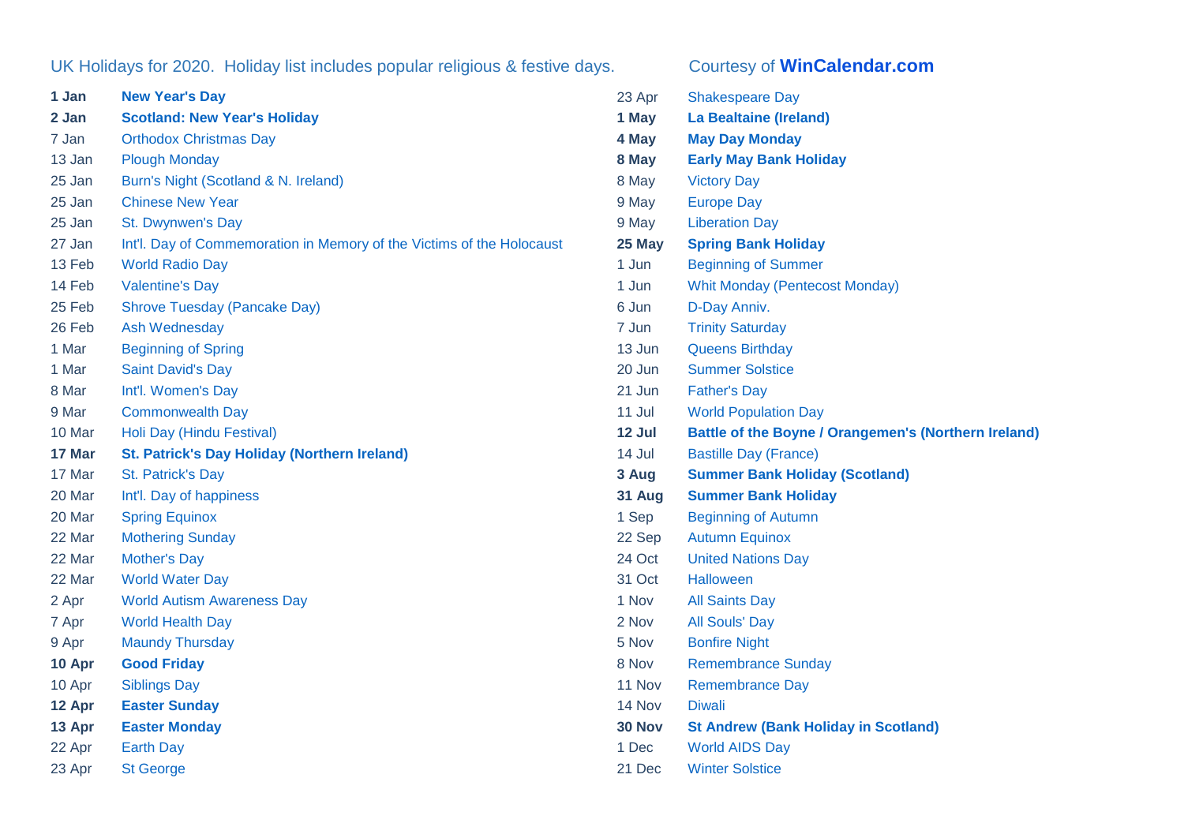UK Holidays for 2020. Holiday list includes popular religious & festive days.

Courtesy of **WinCalendar.com**

| Date | Holiday |
|---|---|
| **1 Jan** | **New Year's Day** |
| **2 Jan** | **Scotland: New Year's Holiday** |
| 7 Jan | Orthodox Christmas Day |
| 13 Jan | Plough Monday |
| 25 Jan | Burn's Night (Scotland & N. Ireland) |
| 25 Jan | Chinese New Year |
| 25 Jan | St. Dwynwen's Day |
| 27 Jan | Int'l. Day of Commemoration in Memory of the Victims of the Holocaust |
| 13 Feb | World Radio Day |
| 14 Feb | Valentine's Day |
| 25 Feb | Shrove Tuesday (Pancake Day) |
| 26 Feb | Ash Wednesday |
| 1 Mar | Beginning of Spring |
| 1 Mar | Saint David's Day |
| 8 Mar | Int'l. Women's Day |
| 9 Mar | Commonwealth Day |
| 10 Mar | Holi Day (Hindu Festival) |
| **17 Mar** | **St. Patrick's Day Holiday (Northern Ireland)** |
| 17 Mar | St. Patrick's Day |
| 20 Mar | Int'l. Day of happiness |
| 20 Mar | Spring Equinox |
| 22 Mar | Mothering Sunday |
| 22 Mar | Mother's Day |
| 22 Mar | World Water Day |
| 2 Apr | World Autism Awareness Day |
| 7 Apr | World Health Day |
| 9 Apr | Maundy Thursday |
| **10 Apr** | **Good Friday** |
| 10 Apr | Siblings Day |
| **12 Apr** | **Easter Sunday** |
| **13 Apr** | **Easter Monday** |
| 22 Apr | Earth Day |
| 23 Apr | St George |
| 23 Apr | Shakespeare Day |
| **1 May** | **La Bealtaine (Ireland)** |
| **4 May** | **May Day Monday** |
| **8 May** | **Early May Bank Holiday** |
| 8 May | Victory Day |
| 9 May | Europe Day |
| 9 May | Liberation Day |
| **25 May** | **Spring Bank Holiday** |
| 1 Jun | Beginning of Summer |
| 1 Jun | Whit Monday (Pentecost Monday) |
| 6 Jun | D-Day Anniv. |
| 7 Jun | Trinity Saturday |
| 13 Jun | Queens Birthday |
| 20 Jun | Summer Solstice |
| 21 Jun | Father's Day |
| 11 Jul | World Population Day |
| **12 Jul** | **Battle of the Boyne / Orangemen's (Northern Ireland)** |
| 14 Jul | Bastille Day (France) |
| **3 Aug** | **Summer Bank Holiday (Scotland)** |
| **31 Aug** | **Summer Bank Holiday** |
| 1 Sep | Beginning of Autumn |
| 22 Sep | Autumn Equinox |
| 24 Oct | United Nations Day |
| 31 Oct | Halloween |
| 1 Nov | All Saints Day |
| 2 Nov | All Souls' Day |
| 5 Nov | Bonfire Night |
| 8 Nov | Remembrance Sunday |
| 11 Nov | Remembrance Day |
| 14 Nov | Diwali |
| **30 Nov** | **St Andrew (Bank Holiday in Scotland)** |
| 1 Dec | World AIDS Day |
| 21 Dec | Winter Solstice |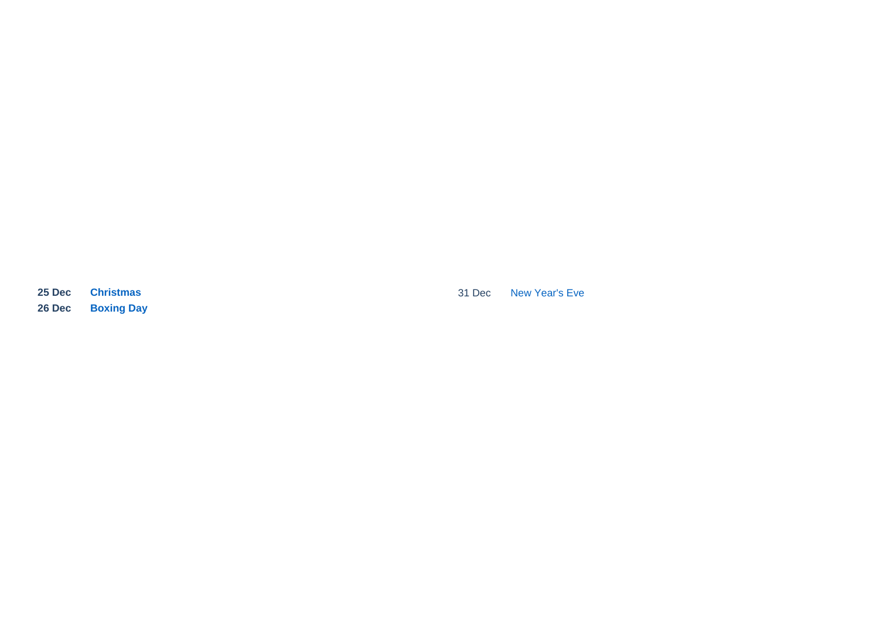**25 Dec** **Christmas**

**26 Dec** **Boxing Day**

31 Dec New Year's Eve